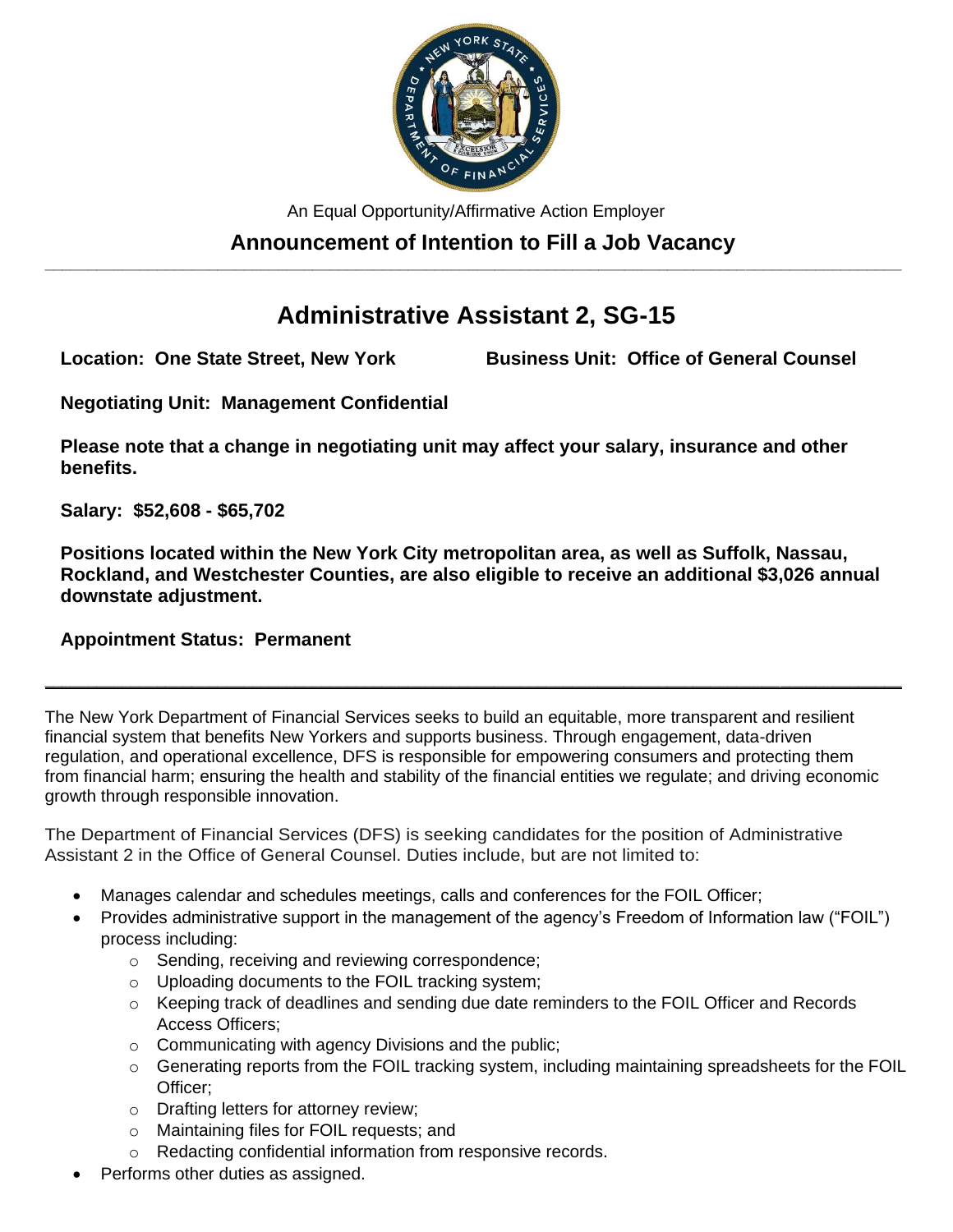An Equal Opportunity/Affirmative Action Employer

## Announcement of Intention to Fill a Job Vacancy

# Administrative Assistant 2, SG-15

**Location: One State Street, New York** **Business Unit: Office of General Counsel**

**Negotiating Unit: Management Confidential**

**Please note that a change in negotiating unit may affect your salary, insurance and other benefits.**

**Salary: $52,608 - $65,702**

**Positions located within the New York City metropolitan area, as well as Suffolk, Nassau, Rockland, and Westchester Counties, are also eligible to receive an additional $3,026 annual downstate adjustment.**

**Appointment Status: Permanent**

---

The New York Department of Financial Services seeks to build an equitable, more transparent and resilient financial system that benefits New Yorkers and supports business. Through engagement, data-driven regulation, and operational excellence, DFS is responsible for empowering consumers and protecting them from financial harm; ensuring the health and stability of the financial entities we regulate; and driving economic growth through responsible innovation.

The Department of Financial Services (DFS) is seeking candidates for the position of Administrative Assistant 2 in the Office of General Counsel. Duties include, but are not limited to:

- Manages calendar and schedules meetings, calls and conferences for the FOIL Officer;
- Provides administrative support in the management of the agency's Freedom of Information law ("FOIL") process including:
  - Sending, receiving and reviewing correspondence;
  - Uploading documents to the FOIL tracking system;
  - Keeping track of deadlines and sending due date reminders to the FOIL Officer and Records Access Officers;
  - Communicating with agency Divisions and the public;
  - Generating reports from the FOIL tracking system, including maintaining spreadsheets for the FOIL Officer;
  - Drafting letters for attorney review;
  - Maintaining files for FOIL requests; and
  - Redacting confidential information from responsive records.
- Performs other duties as assigned.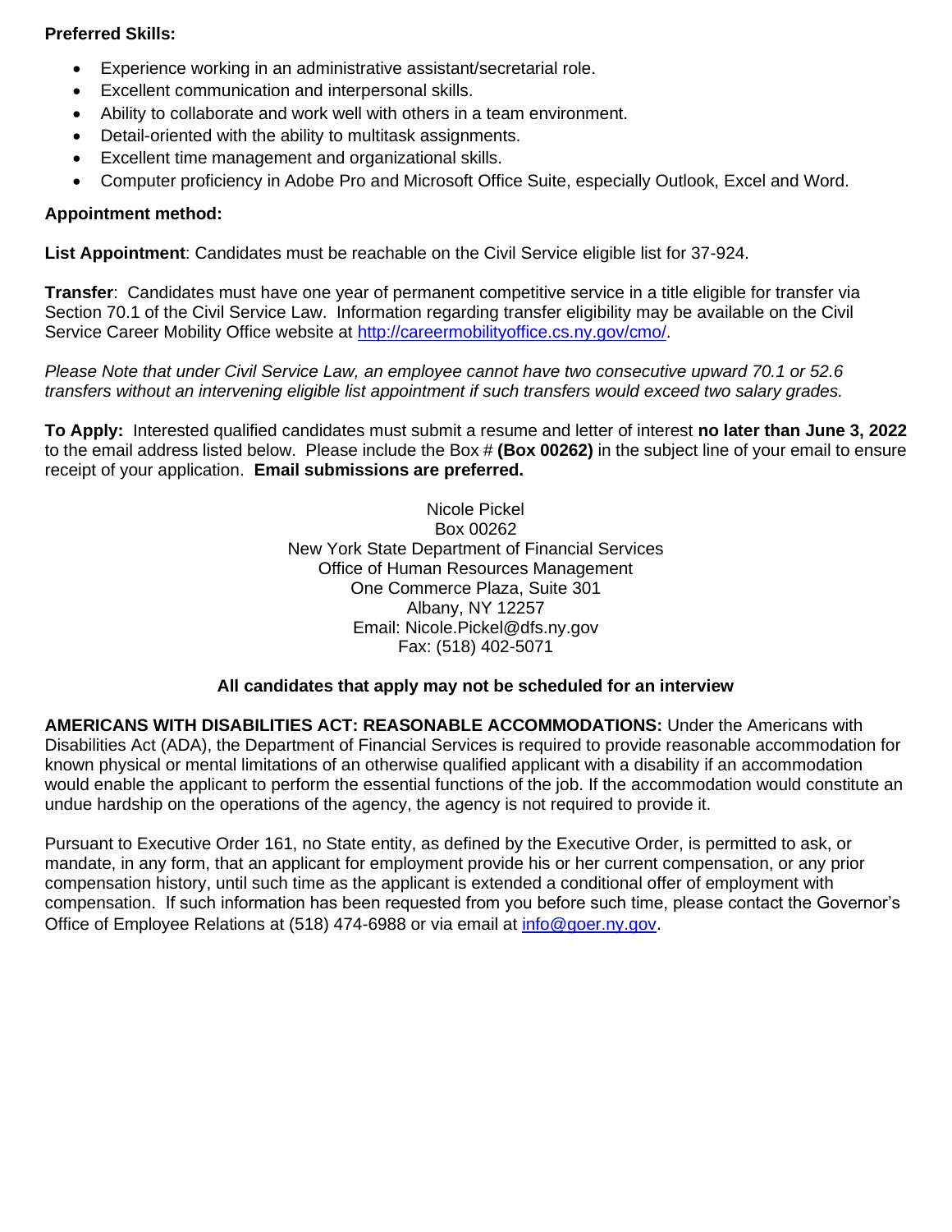**Preferred Skills:**

- Experience working in an administrative assistant/secretarial role.
- Excellent communication and interpersonal skills.
- Ability to collaborate and work well with others in a team environment.
- Detail-oriented with the ability to multitask assignments.
- Excellent time management and organizational skills.
- Computer proficiency in Adobe Pro and Microsoft Office Suite, especially Outlook, Excel and Word.

**Appointment method:**

**List Appointment**: Candidates must be reachable on the Civil Service eligible list for 37-924.

**Transfer**: Candidates must have one year of permanent competitive service in a title eligible for transfer via Section 70.1 of the Civil Service Law. Information regarding transfer eligibility may be available on the Civil Service Career Mobility Office website at http://careermobilityoffice.cs.ny.gov/cmo/.

*Please Note that under Civil Service Law, an employee cannot have two consecutive upward 70.1 or 52.6 transfers without an intervening eligible list appointment if such transfers would exceed two salary grades.*

**To Apply:** Interested qualified candidates must submit a resume and letter of interest **no later than June 3, 2022** to the email address listed below. Please include the Box # **(Box 00262)** in the subject line of your email to ensure receipt of your application. **Email submissions are preferred.**

Nicole Pickel
Box 00262
New York State Department of Financial Services
Office of Human Resources Management
One Commerce Plaza, Suite 301
Albany, NY 12257
Email: Nicole.Pickel@dfs.ny.gov
Fax: (518) 402-5071

**All candidates that apply may not be scheduled for an interview**

**AMERICANS WITH DISABILITIES ACT: REASONABLE ACCOMMODATIONS:** Under the Americans with Disabilities Act (ADA), the Department of Financial Services is required to provide reasonable accommodation for known physical or mental limitations of an otherwise qualified applicant with a disability if an accommodation would enable the applicant to perform the essential functions of the job. If the accommodation would constitute an undue hardship on the operations of the agency, the agency is not required to provide it.

Pursuant to Executive Order 161, no State entity, as defined by the Executive Order, is permitted to ask, or mandate, in any form, that an applicant for employment provide his or her current compensation, or any prior compensation history, until such time as the applicant is extended a conditional offer of employment with compensation. If such information has been requested from you before such time, please contact the Governor's Office of Employee Relations at (518) 474-6988 or via email at info@goer.ny.gov.